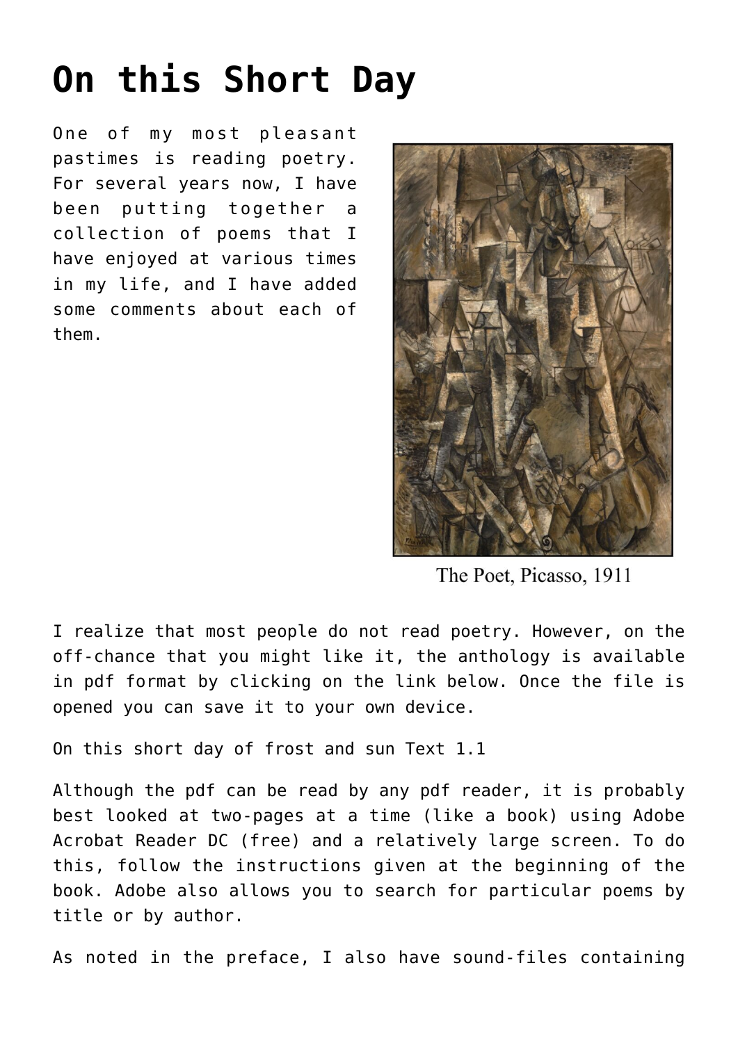# On this Short Day

One of my most pleasant pastimes is reading poetry. For several years now, I have been putting together a collection of poems that I have enjoyed at various times in my life, and I have added some comments about each of them.

The Poet, Picasso, 1911

I realize that most people do not read poetry. However, on the off-chance that you might like it, the anthology is available in pdf format by clicking on the link below. Once the file is opened you can save it to your own device.

On this short day of frost and sun Text 1.1

Although the pdf can be read by any pdf reader, it is probably best looked at two-pages at a time (like a book) using Adobe Acrobat Reader DC (free) and a relatively large screen. To do this, follow the instructions given at the beginning of the book. Adobe also allows you to search for particular poems by title or by author.

As noted in the preface, I also have sound-files containing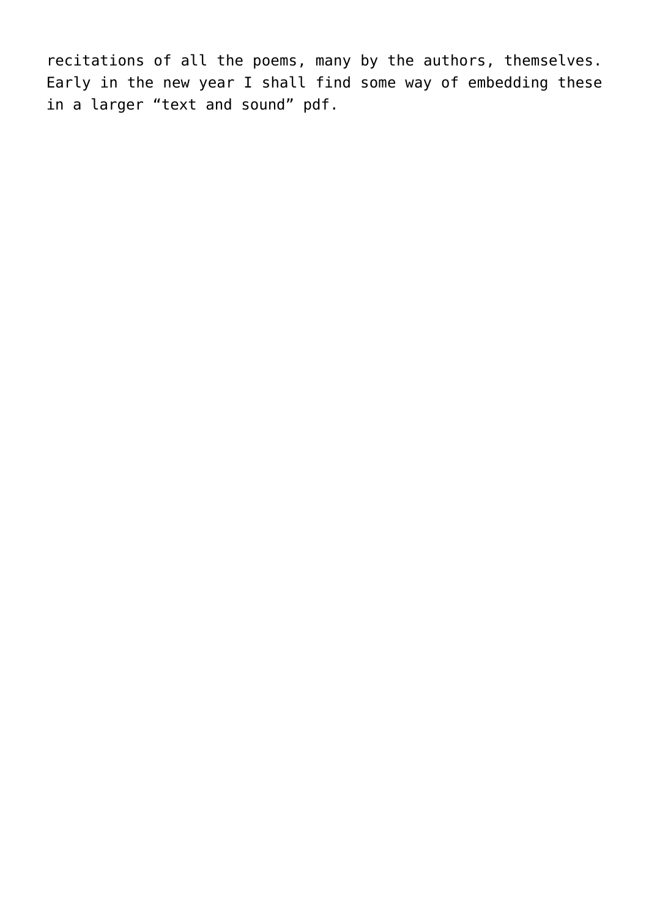recitations of all the poems, many by the authors, themselves. Early in the new year I shall find some way of embedding these in a larger “text and sound” pdf.